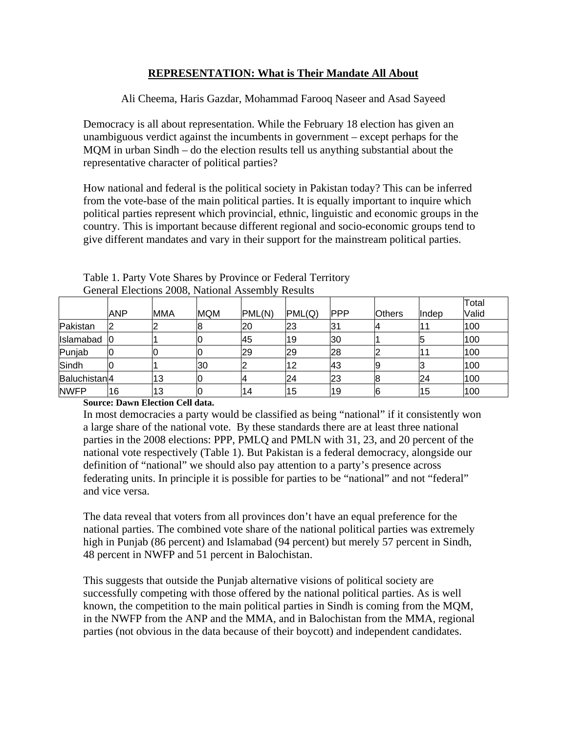# REPRESENTATION: What is Their Mandate All About

Ali Cheema, Haris Gazdar, Mohammad Farooq Naseer and Asad Sayeed

Democracy is all about representation. While the February 18 election has given an unambiguous verdict against the incumbents in government – except perhaps for the MQM in urban Sindh – do the election results tell us anything substantial about the representative character of political parties?

How national and federal is the political society in Pakistan today? This can be inferred from the vote-base of the main political parties. It is equally important to inquire which political parties represent which provincial, ethnic, linguistic and economic groups in the country. This is important because different regional and socio-economic groups tend to give different mandates and vary in their support for the mainstream political parties.

Table 1. Party Vote Shares by Province or Federal Territory
General Elections 2008, National Assembly Results

| | ANP | MMA | MQM | PML(N) | PML(Q) | PPP | Others | Indep | Total Valid |
|---|---|---|---|---|---|---|---|---|---|
| Pakistan | 2 | 2 | 8 | 20 | 23 | 31 | 4 | 11 | 100 |
| Islamabad | 0 | 1 | 0 | 45 | 19 | 30 | 1 | 5 | 100 |
| Punjab | 0 | 0 | 0 | 29 | 29 | 28 | 2 | 11 | 100 |
| Sindh | 0 | 1 | 30 | 2 | 12 | 43 | 9 | 3 | 100 |
| Baluchistan | 4 | 13 | 0 | 4 | 24 | 23 | 8 | 24 | 100 |
| NWFP | 16 | 13 | 0 | 14 | 15 | 19 | 6 | 15 | 100 |

**Source: Dawn Election Cell data.**

In most democracies a party would be classified as being "national" if it consistently won a large share of the national vote. By these standards there are at least three national parties in the 2008 elections: PPP, PMLQ and PMLN with 31, 23, and 20 percent of the national vote respectively (Table 1). But Pakistan is a federal democracy, alongside our definition of "national" we should also pay attention to a party's presence across federating units. In principle it is possible for parties to be "national" and not "federal" and vice versa.

The data reveal that voters from all provinces don't have an equal preference for the national parties. The combined vote share of the national political parties was extremely high in Punjab (86 percent) and Islamabad (94 percent) but merely 57 percent in Sindh, 48 percent in NWFP and 51 percent in Balochistan.

This suggests that outside the Punjab alternative visions of political society are successfully competing with those offered by the national political parties. As is well known, the competition to the main political parties in Sindh is coming from the MQM, in the NWFP from the ANP and the MMA, and in Balochistan from the MMA, regional parties (not obvious in the data because of their boycott) and independent candidates.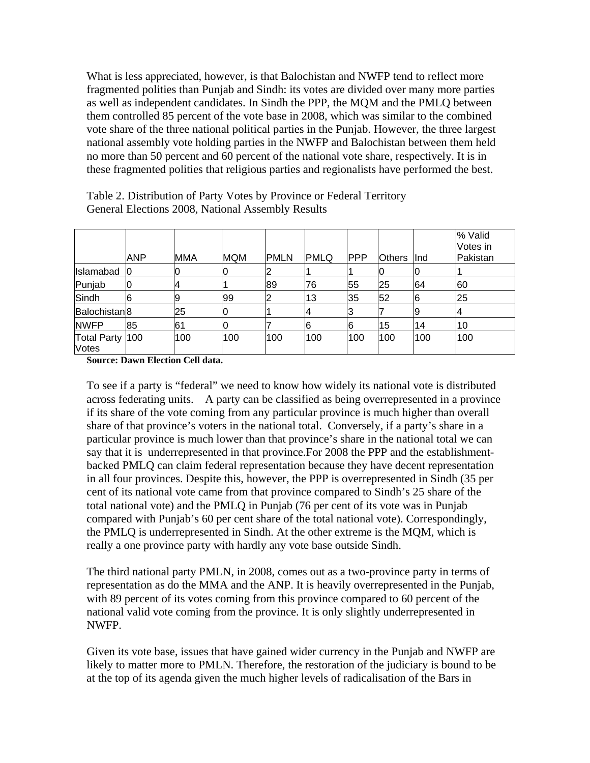What is less appreciated, however, is that Balochistan and NWFP tend to reflect more fragmented polities than Punjab and Sindh: its votes are divided over many more parties as well as independent candidates. In Sindh the PPP, the MQM and the PMLQ between them controlled 85 percent of the vote base in 2008, which was similar to the combined vote share of the three national political parties in the Punjab. However, the three largest national assembly vote holding parties in the NWFP and Balochistan between them held no more than 50 percent and 60 percent of the national vote share, respectively. It is in these fragmented polities that religious parties and regionalists have performed the best.

Table 2. Distribution of Party Votes by Province or Federal Territory
General Elections 2008, National Assembly Results

| | ANP | MMA | MQM | PMLN | PMLQ | PPP | Others | Ind | % Valid Votes in Pakistan |
|---|---|---|---|---|---|---|---|---|---|
| Islamabad | 0 | 0 | 0 | 2 | 1 | 1 | 0 | 0 | 1 |
| Punjab | 0 | 4 | 1 | 89 | 76 | 55 | 25 | 64 | 60 |
| Sindh | 6 | 9 | 99 | 2 | 13 | 35 | 52 | 6 | 25 |
| Balochistan | 8 | 25 | 0 | 1 | 4 | 3 | 7 | 9 | 4 |
| NWFP | 85 | 61 | 0 | 7 | 6 | 6 | 15 | 14 | 10 |
| Total Party Votes | 100 | 100 | 100 | 100 | 100 | 100 | 100 | 100 | 100 |

**Source: Dawn Election Cell data.**

To see if a party is "federal" we need to know how widely its national vote is distributed across federating units. A party can be classified as being overrepresented in a province if its share of the vote coming from any particular province is much higher than overall share of that province's voters in the national total. Conversely, if a party's share in a particular province is much lower than that province's share in the national total we can say that it is underrepresented in that province.For 2008 the PPP and the establishment-backed PMLQ can claim federal representation because they have decent representation in all four provinces. Despite this, however, the PPP is overrepresented in Sindh (35 per cent of its national vote came from that province compared to Sindh's 25 share of the total national vote) and the PMLQ in Punjab (76 per cent of its vote was in Punjab compared with Punjab's 60 per cent share of the total national vote). Correspondingly, the PMLQ is underrepresented in Sindh. At the other extreme is the MQM, which is really a one province party with hardly any vote base outside Sindh.

The third national party PMLN, in 2008, comes out as a two-province party in terms of representation as do the MMA and the ANP. It is heavily overrepresented in the Punjab, with 89 percent of its votes coming from this province compared to 60 percent of the national valid vote coming from the province. It is only slightly underrepresented in NWFP.

Given its vote base, issues that have gained wider currency in the Punjab and NWFP are likely to matter more to PMLN. Therefore, the restoration of the judiciary is bound to be at the top of its agenda given the much higher levels of radicalisation of the Bars in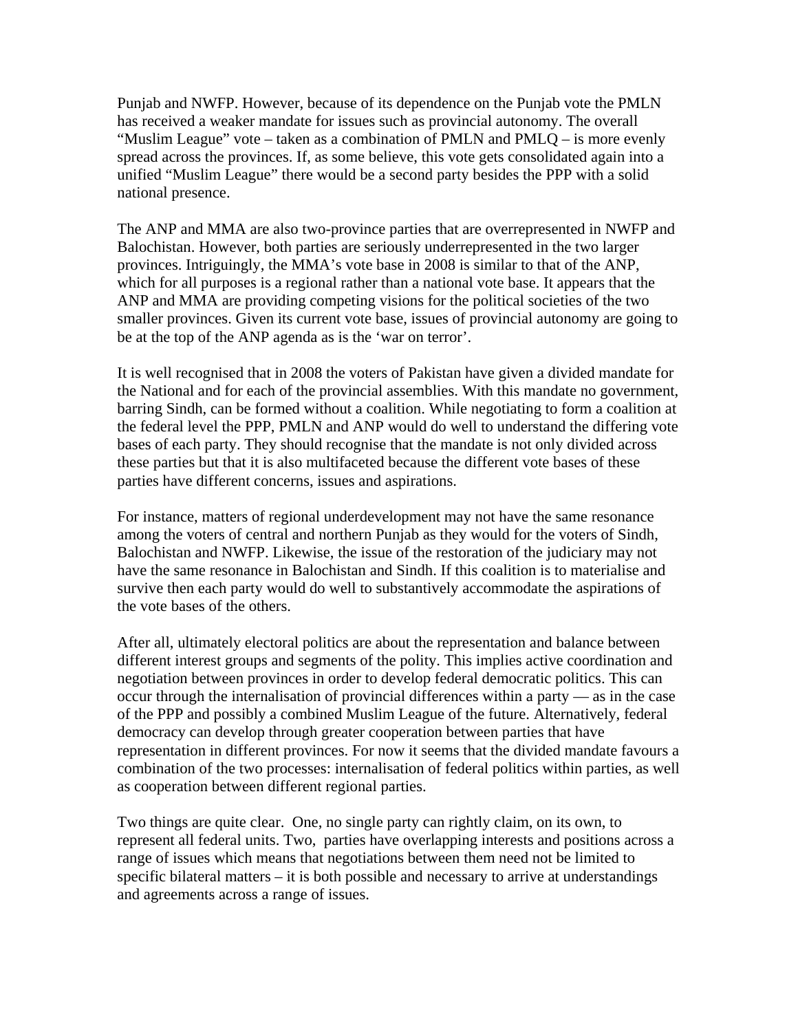Punjab and NWFP. However, because of its dependence on the Punjab vote the PMLN has received a weaker mandate for issues such as provincial autonomy. The overall "Muslim League" vote – taken as a combination of PMLN and PMLQ – is more evenly spread across the provinces. If, as some believe, this vote gets consolidated again into a unified "Muslim League" there would be a second party besides the PPP with a solid national presence.

The ANP and MMA are also two-province parties that are overrepresented in NWFP and Balochistan. However, both parties are seriously underrepresented in the two larger provinces. Intriguingly, the MMA's vote base in 2008 is similar to that of the ANP, which for all purposes is a regional rather than a national vote base. It appears that the ANP and MMA are providing competing visions for the political societies of the two smaller provinces. Given its current vote base, issues of provincial autonomy are going to be at the top of the ANP agenda as is the 'war on terror'.

It is well recognised that in 2008 the voters of Pakistan have given a divided mandate for the National and for each of the provincial assemblies. With this mandate no government, barring Sindh, can be formed without a coalition. While negotiating to form a coalition at the federal level the PPP, PMLN and ANP would do well to understand the differing vote bases of each party. They should recognise that the mandate is not only divided across these parties but that it is also multifaceted because the different vote bases of these parties have different concerns, issues and aspirations.

For instance, matters of regional underdevelopment may not have the same resonance among the voters of central and northern Punjab as they would for the voters of Sindh, Balochistan and NWFP. Likewise, the issue of the restoration of the judiciary may not have the same resonance in Balochistan and Sindh. If this coalition is to materialise and survive then each party would do well to substantively accommodate the aspirations of the vote bases of the others.

After all, ultimately electoral politics are about the representation and balance between different interest groups and segments of the polity. This implies active coordination and negotiation between provinces in order to develop federal democratic politics. This can occur through the internalisation of provincial differences within a party — as in the case of the PPP and possibly a combined Muslim League of the future. Alternatively, federal democracy can develop through greater cooperation between parties that have representation in different provinces. For now it seems that the divided mandate favours a combination of the two processes: internalisation of federal politics within parties, as well as cooperation between different regional parties.

Two things are quite clear. One, no single party can rightly claim, on its own, to represent all federal units. Two, parties have overlapping interests and positions across a range of issues which means that negotiations between them need not be limited to specific bilateral matters – it is both possible and necessary to arrive at understandings and agreements across a range of issues.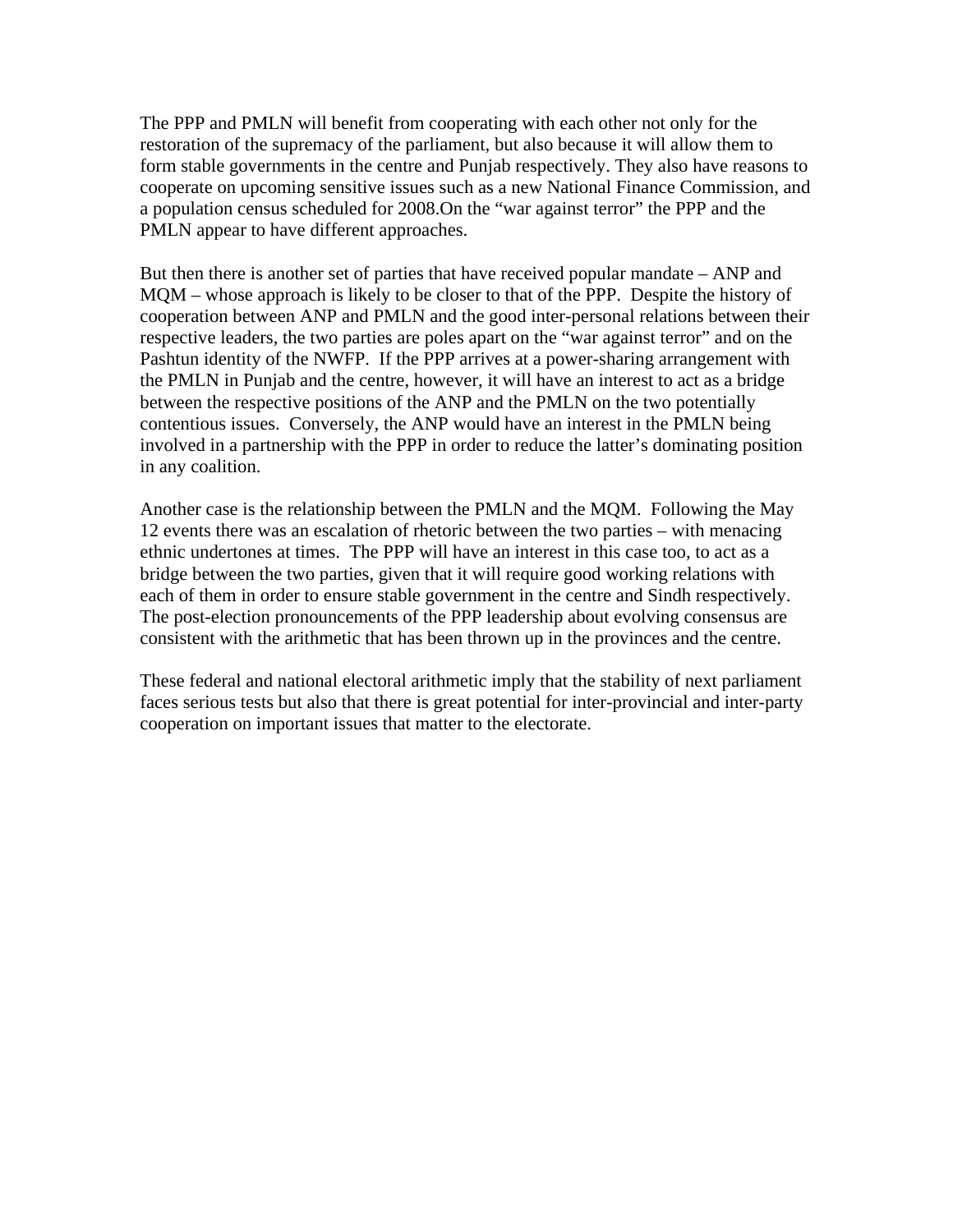The PPP and PMLN will benefit from cooperating with each other not only for the restoration of the supremacy of the parliament, but also because it will allow them to form stable governments in the centre and Punjab respectively. They also have reasons to cooperate on upcoming sensitive issues such as a new National Finance Commission, and a population census scheduled for 2008.On the "war against terror" the PPP and the PMLN appear to have different approaches.

But then there is another set of parties that have received popular mandate – ANP and MQM – whose approach is likely to be closer to that of the PPP. Despite the history of cooperation between ANP and PMLN and the good inter-personal relations between their respective leaders, the two parties are poles apart on the "war against terror" and on the Pashtun identity of the NWFP. If the PPP arrives at a power-sharing arrangement with the PMLN in Punjab and the centre, however, it will have an interest to act as a bridge between the respective positions of the ANP and the PMLN on the two potentially contentious issues. Conversely, the ANP would have an interest in the PMLN being involved in a partnership with the PPP in order to reduce the latter's dominating position in any coalition.

Another case is the relationship between the PMLN and the MQM. Following the May 12 events there was an escalation of rhetoric between the two parties – with menacing ethnic undertones at times. The PPP will have an interest in this case too, to act as a bridge between the two parties, given that it will require good working relations with each of them in order to ensure stable government in the centre and Sindh respectively. The post-election pronouncements of the PPP leadership about evolving consensus are consistent with the arithmetic that has been thrown up in the provinces and the centre.

These federal and national electoral arithmetic imply that the stability of next parliament faces serious tests but also that there is great potential for inter-provincial and inter-party cooperation on important issues that matter to the electorate.